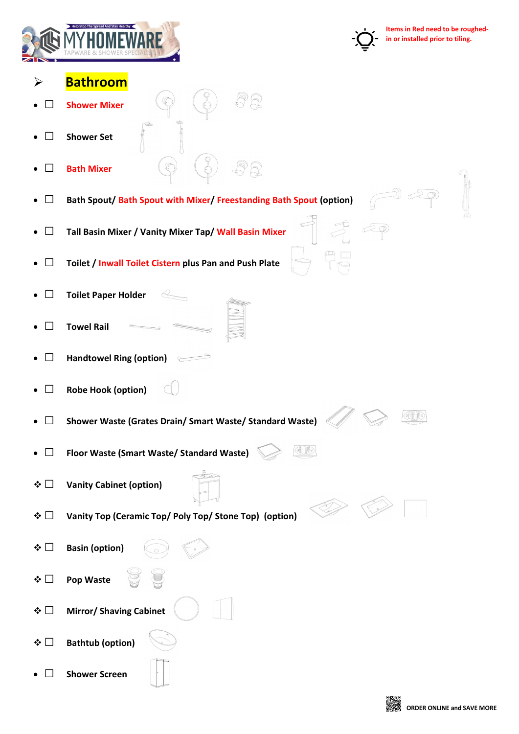MY HOMEWARE
TAPWARE & SHOWER SPECIALIST

Items in Red need to be roughed-in or installed prior to tiling.

## Bathroom

- ☐ Shower Mixer
- ☐ Shower Set
- ☐ Bath Mixer
- ☐ Bath Spout/ Bath Spout with Mixer/ Freestanding Bath Spout (option)
- ☐ Tall Basin Mixer / Vanity Mixer Tap/ Wall Basin Mixer
- ☐ Toilet / Inwall Toilet Cistern plus Pan and Push Plate
- ☐ Toilet Paper Holder
- ☐ Towel Rail
- ☐ Handtowel Ring (option)
- ☐ Robe Hook (option)
- ☐ Shower Waste (Grates Drain/ Smart Waste/ Standard Waste)
- ☐ Floor Waste (Smart Waste/ Standard Waste)
- ☐ Vanity Cabinet (option)
- ☐ Vanity Top (Ceramic Top/ Poly Top/ Stone Top) (option)
- ☐ Basin (option)
- ☐ Pop Waste
- ☐ Mirror/ Shaving Cabinet
- ☐ Bathtub (option)
- ☐ Shower Screen

ORDER ONLINE and SAVE MORE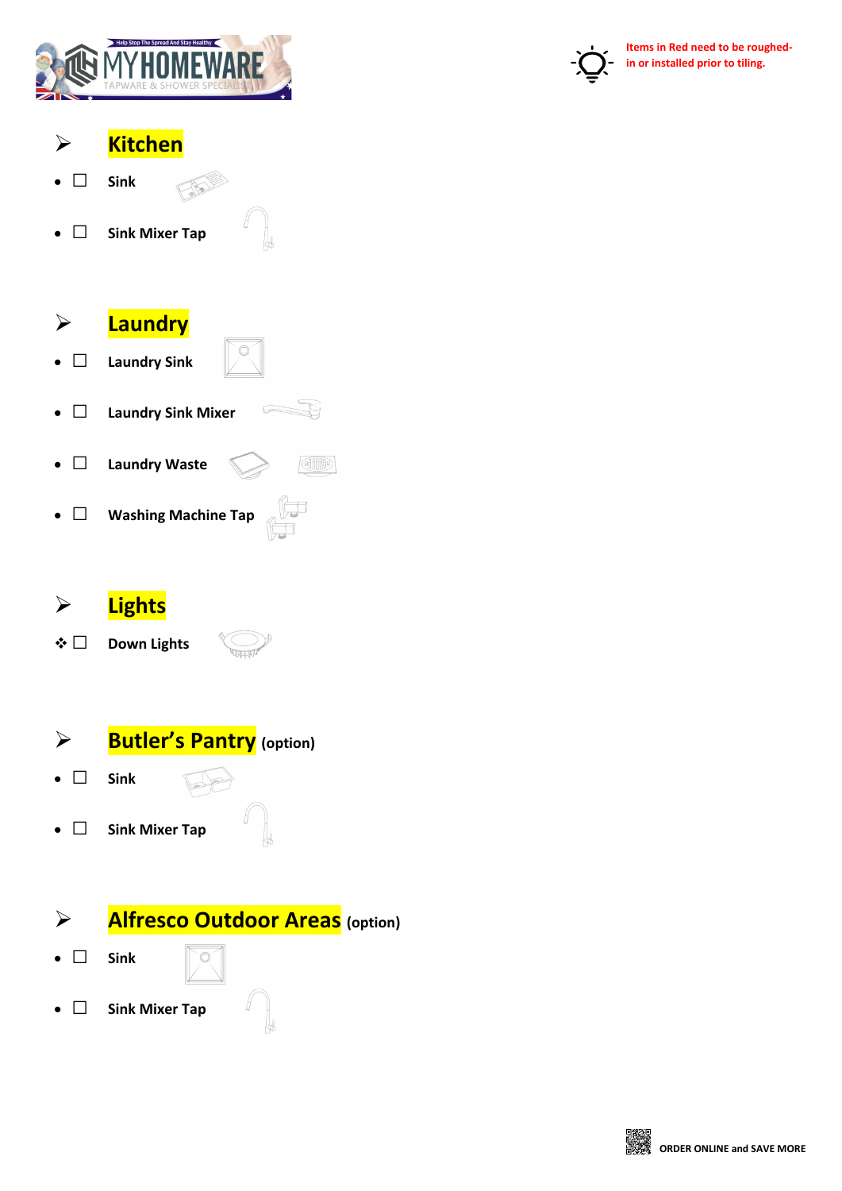Items in Red need to be roughed-in or installed prior to tiling.

## Kitchen

- ☐ Sink
- ☐ Sink Mixer Tap

## Laundry

- ☐ Laundry Sink
- ☐ Laundry Sink Mixer
- ☐ Laundry Waste
- ☐ Washing Machine Tap

## Lights

- ☐ Down Lights

## Butler's Pantry (option)

- ☐ Sink
- ☐ Sink Mixer Tap

## Alfresco Outdoor Areas (option)

- ☐ Sink
- ☐ Sink Mixer Tap

**ORDER ONLINE and SAVE MORE**